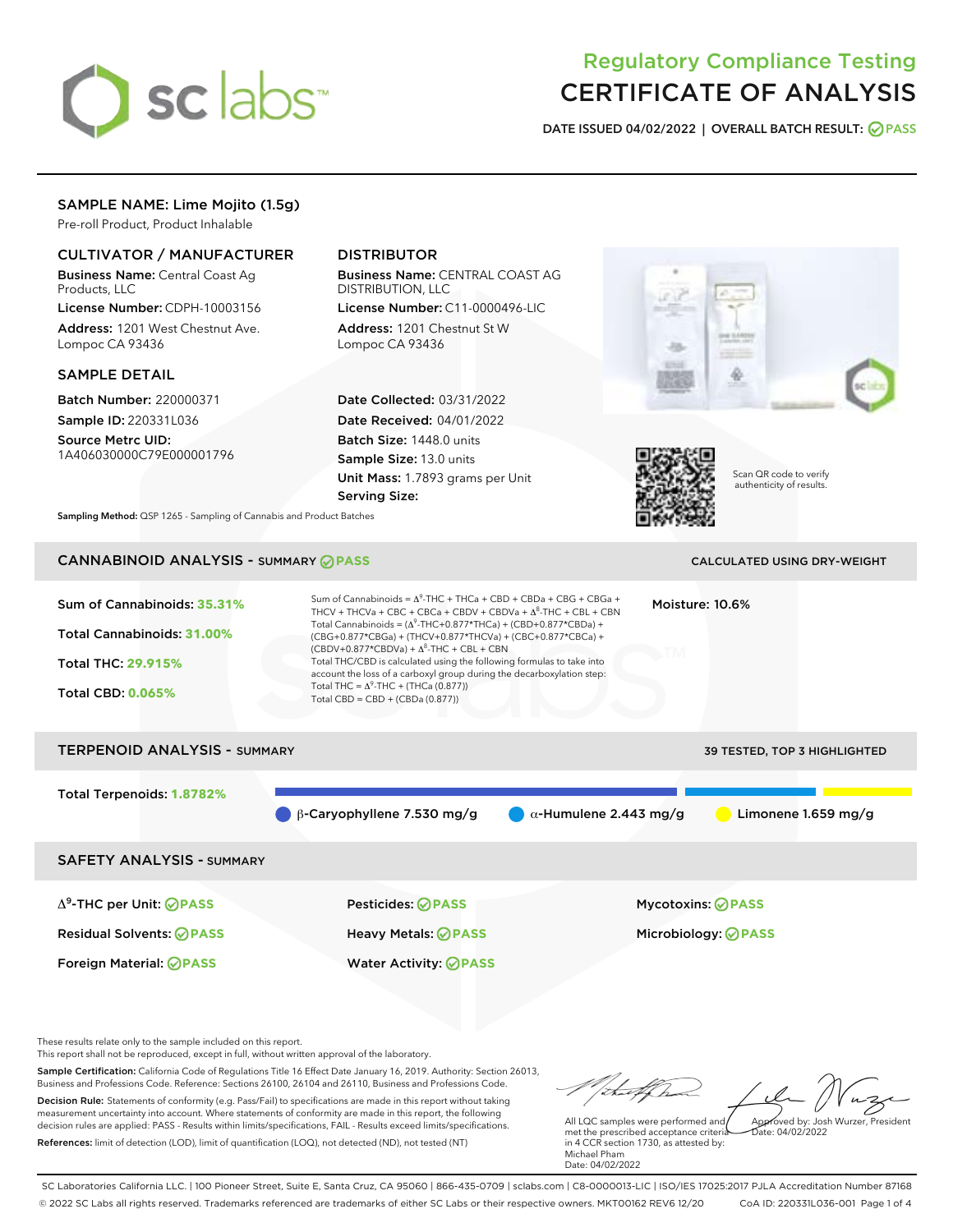# Regulatory Compliance Testing
# CERTIFICATE OF ANALYSIS

**DATE ISSUED 04/02/2022 | OVERALL BATCH RESULT: PASS**

## SAMPLE NAME: Lime Mojito (1.5g)

Pre-roll Product, Product Inhalable

### CULTIVATOR / MANUFACTURER

**Business Name:** Central Coast Ag Products, LLC

**License Number:** CDPH-10003156

**Address:** 1201 West Chestnut Ave. Lompoc CA 93436

### DISTRIBUTOR

**Business Name:** CENTRAL COAST AG DISTRIBUTION, LLC

**License Number:** C11-0000496-LIC

**Address:** 1201 Chestnut St W Lompoc CA 93436

### SAMPLE DETAIL

**Batch Number:** 220000371

**Sample ID:** 220331L036

**Source Metrc UID:** 1A406030000C79E000001796

**Date Collected:** 03/31/2022

**Date Received:** 04/01/2022

**Batch Size:** 1448.0 units

**Sample Size:** 13.0 units

**Unit Mass:** 1.7893 grams per Unit

**Serving Size:**

Scan QR code to verify authenticity of results.

**Sampling Method:** QSP 1265 - Sampling of Cannabis and Product Batches

## CANNABINOID ANALYSIS - SUMMARY PASS

CALCULATED USING DRY-WEIGHT

**Sum of Cannabinoids:** 35.31%

**Total Cannabinoids:** 31.00%

**Total THC:** 29.915%

**Total CBD:** 0.065%

Sum of Cannabinoids = $\Delta^9$-THC + THCa + CBD + CBDa + CBG + CBGa + THCV + THCVa + CBC + CBCa + CBDV + CBDVa + $\Delta^8$-THC + CBL + CBN

Total Cannabinoids = ($\Delta^9$-THC+0.877*THCa) + (CBD+0.877*CBDa) + (CBG+0.877*CBGa) + (THCV+0.877*THCVa) + (CBC+0.877*CBCa) + (CBDV+0.877*CBDVa) + $\Delta^8$-THC + CBL + CBN

Total THC/CBD is calculated using the following formulas to take into account the loss of a carboxyl group during the decarboxylation step:

Total THC = $\Delta^9$-THC + (THCa (0.877))

Total CBD = CBD + (CBDa (0.877))

**Moisture:** 10.6%

## TERPENOID ANALYSIS - SUMMARY

39 TESTED, TOP 3 HIGHLIGHTED

**Total Terpenoids:** 1.8782%

β-Caryophyllene 7.530 mg/g | α-Humulene 2.443 mg/g | Limonene 1.659 mg/g

## SAFETY ANALYSIS - SUMMARY

- $\Delta^9$-THC per Unit: PASS
- Residual Solvents: PASS
- Foreign Material: PASS
- Pesticides: PASS
- Heavy Metals: PASS
- Water Activity: PASS
- Mycotoxins: PASS
- Microbiology: PASS

These results relate only to the sample included on this report.
This report shall not be reproduced, except in full, without written approval of the laboratory.

**Sample Certification:** California Code of Regulations Title 16 Effect Date January 16, 2019. Authority: Section 26013, Business and Professions Code. Reference: Sections 26100, 26104 and 26110, Business and Professions Code.

**Decision Rule:** Statements of conformity (e.g. Pass/Fail) to specifications are made in this report without taking measurement uncertainty into account. Where statements of conformity are made in this report, the following decision rules are applied: PASS - Results within limits/specifications, FAIL - Results exceed limits/specifications.

**References:** limit of detection (LOD), limit of quantification (LOQ), not detected (ND), not tested (NT)

All LQC samples were performed and met the prescribed acceptance criteria in 4 CCR section 1730, as attested by: Michael Pham
Date: 04/02/2022

Approved by: Josh Wurzer, President
Date: 04/02/2022

SC Laboratories California LLC. | 100 Pioneer Street, Suite E, Santa Cruz, CA 95060 | 866-435-0709 | sclabs.com | C8-0000013-LIC | ISO/IES 17025:2017 PJLA Accreditation Number 87168
© 2022 SC Labs all rights reserved. Trademarks referenced are trademarks of either SC Labs or their respective owners. MKT00162 REV6 12/20 CoA ID: 220331L036-001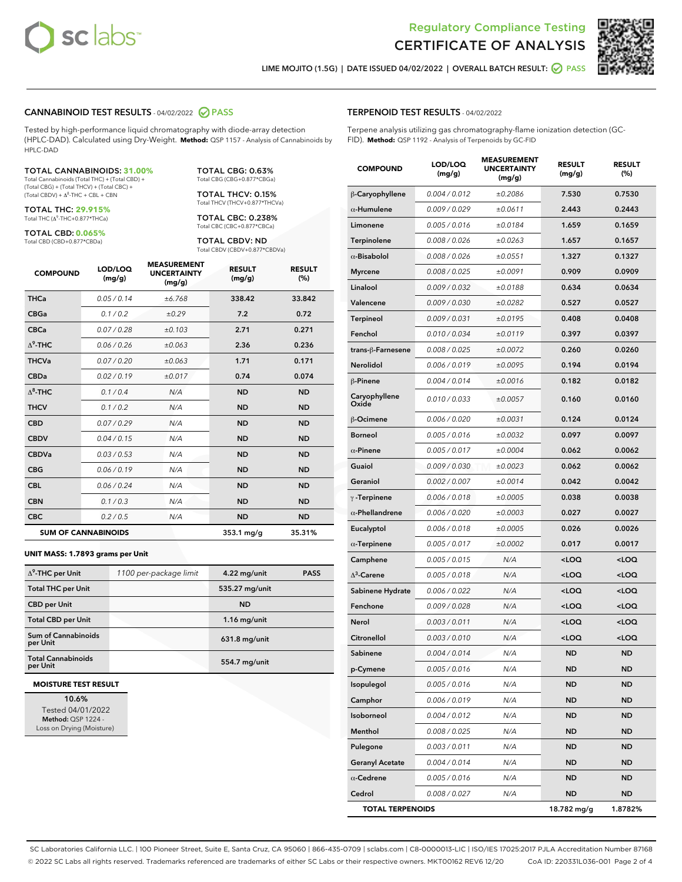Regulatory Compliance Testing
CERTIFICATE OF ANALYSIS

LIME MOJITO (1.5G) | DATE ISSUED 04/02/2022 | OVERALL BATCH RESULT: PASS

## CANNABINOID TEST RESULTS - 04/02/2022 PASS

Tested by high-performance liquid chromatography with diode-array detection (HPLC-DAD). Calculated using Dry-Weight. **Method:** QSP 1157 - Analysis of Cannabinoids by HPLC-DAD

**TOTAL CANNABINOIDS: 31.00%**
Total Cannabinoids (Total THC) + (Total CBD) + (Total CBG) + (Total THCV) + (Total CBC) + (Total CBDV) + $\Delta^8$-THC + CBL + CBN

**TOTAL THC: 29.915%**
Total THC ($\Delta^9$-THC+0.877*THCa)

**TOTAL CBD: 0.065%**
Total CBD (CBD+0.877*CBDa)

**TOTAL CBG: 0.63%**
Total CBG (CBG+0.877*CBGa)

**TOTAL THCV: 0.15%**
Total THCV (THCV+0.877*THCVa)

**TOTAL CBC: 0.238%**
Total CBC (CBC+0.877*CBCa)

**TOTAL CBDV: ND**
Total CBDV (CBDV+0.877*CBDVa)

| COMPOUND | LOD/LOQ (mg/g) | MEASUREMENT UNCERTAINTY (mg/g) | RESULT (mg/g) | RESULT (%) |
|---|---|---|---|---|
| THCa | 0.05 / 0.14 | ±6.768 | 338.42 | 33.842 |
| CBGa | 0.1 / 0.2 | ±0.29 | 7.2 | 0.72 |
| CBCa | 0.07 / 0.28 | ±0.103 | 2.71 | 0.271 |
| $\Delta^9$-THC | 0.06 / 0.26 | ±0.063 | 2.36 | 0.236 |
| THCVa | 0.07 / 0.20 | ±0.063 | 1.71 | 0.171 |
| CBDa | 0.02 / 0.19 | ±0.017 | 0.74 | 0.074 |
| $\Delta^8$-THC | 0.1 / 0.4 | N/A | ND | ND |
| THCV | 0.1 / 0.2 | N/A | ND | ND |
| CBD | 0.07 / 0.29 | N/A | ND | ND |
| CBDV | 0.04 / 0.15 | N/A | ND | ND |
| CBDVa | 0.03 / 0.53 | N/A | ND | ND |
| CBG | 0.06 / 0.19 | N/A | ND | ND |
| CBL | 0.06 / 0.24 | N/A | ND | ND |
| CBN | 0.1 / 0.3 | N/A | ND | ND |
| CBC | 0.2 / 0.5 | N/A | ND | ND |
| **SUM OF CANNABINOIDS** | | | **353.1 mg/g** | **35.31%** |

### UNIT MASS: 1.7893 grams per Unit

| | | | |
|---|---|---|---|
| $\Delta^9$-THC per Unit | 1100 per-package limit | 4.22 mg/unit | PASS |
| Total THC per Unit | | 535.27 mg/unit | |
| CBD per Unit | | ND | |
| Total CBD per Unit | | 1.16 mg/unit | |
| Sum of Cannabinoids per Unit | | 631.8 mg/unit | |
| Total Cannabinoids per Unit | | 554.7 mg/unit | |

### MOISTURE TEST RESULT

**10.6%**
Tested 04/01/2022
**Method:** QSP 1224 - Loss on Drying (Moisture)

## TERPENOID TEST RESULTS - 04/02/2022

Terpene analysis utilizing gas chromatography-flame ionization detection (GC-FID). **Method:** QSP 1192 - Analysis of Terpenoids by GC-FID

| COMPOUND | LOD/LOQ (mg/g) | MEASUREMENT UNCERTAINTY (mg/g) | RESULT (mg/g) | RESULT (%) |
|---|---|---|---|---|
| β-Caryophyllene | 0.004 / 0.012 | ±0.2086 | 7.530 | 0.7530 |
| α-Humulene | 0.009 / 0.029 | ±0.0611 | 2.443 | 0.2443 |
| Limonene | 0.005 / 0.016 | ±0.0184 | 1.659 | 0.1659 |
| Terpinolene | 0.008 / 0.026 | ±0.0263 | 1.657 | 0.1657 |
| α-Bisabolol | 0.008 / 0.026 | ±0.0551 | 1.327 | 0.1327 |
| Myrcene | 0.008 / 0.025 | ±0.0091 | 0.909 | 0.0909 |
| Linalool | 0.009 / 0.032 | ±0.0188 | 0.634 | 0.0634 |
| Valencene | 0.009 / 0.030 | ±0.0282 | 0.527 | 0.0527 |
| Terpineol | 0.009 / 0.031 | ±0.0195 | 0.408 | 0.0408 |
| Fenchol | 0.010 / 0.034 | ±0.0119 | 0.397 | 0.0397 |
| trans-β-Farnesene | 0.008 / 0.025 | ±0.0072 | 0.260 | 0.0260 |
| Nerolidol | 0.006 / 0.019 | ±0.0095 | 0.194 | 0.0194 |
| β-Pinene | 0.004 / 0.014 | ±0.0016 | 0.182 | 0.0182 |
| Caryophyllene Oxide | 0.010 / 0.033 | ±0.0057 | 0.160 | 0.0160 |
| β-Ocimene | 0.006 / 0.020 | ±0.0031 | 0.124 | 0.0124 |
| Borneol | 0.005 / 0.016 | ±0.0032 | 0.097 | 0.0097 |
| α-Pinene | 0.005 / 0.017 | ±0.0004 | 0.062 | 0.0062 |
| Guaiol | 0.009 / 0.030 | ±0.0023 | 0.062 | 0.0062 |
| Geraniol | 0.002 / 0.007 | ±0.0014 | 0.042 | 0.0042 |
| γ-Terpinene | 0.006 / 0.018 | ±0.0005 | 0.038 | 0.0038 |
| α-Phellandrene | 0.006 / 0.020 | ±0.0003 | 0.027 | 0.0027 |
| Eucalyptol | 0.006 / 0.018 | ±0.0005 | 0.026 | 0.0026 |
| α-Terpinene | 0.005 / 0.017 | ±0.0002 | 0.017 | 0.0017 |
| Camphene | 0.005 / 0.015 | N/A | <LOQ | <LOQ |
| $\Delta^3$-Carene | 0.005 / 0.018 | N/A | <LOQ | <LOQ |
| Sabinene Hydrate | 0.006 / 0.022 | N/A | <LOQ | <LOQ |
| Fenchone | 0.009 / 0.028 | N/A | <LOQ | <LOQ |
| Nerol | 0.003 / 0.011 | N/A | <LOQ | <LOQ |
| Citronellol | 0.003 / 0.010 | N/A | <LOQ | <LOQ |
| Sabinene | 0.004 / 0.014 | N/A | ND | ND |
| p-Cymene | 0.005 / 0.016 | N/A | ND | ND |
| Isopulegol | 0.005 / 0.016 | N/A | ND | ND |
| Camphor | 0.006 / 0.019 | N/A | ND | ND |
| Isoborneol | 0.004 / 0.012 | N/A | ND | ND |
| Menthol | 0.008 / 0.025 | N/A | ND | ND |
| Pulegone | 0.003 / 0.011 | N/A | ND | ND |
| Geranyl Acetate | 0.004 / 0.014 | N/A | ND | ND |
| α-Cedrene | 0.005 / 0.016 | N/A | ND | ND |
| Cedrol | 0.008 / 0.027 | N/A | ND | ND |
| **TOTAL TERPENOIDS** | | | **18.782 mg/g** | **1.8782%** |

SC Laboratories California LLC. | 100 Pioneer Street, Suite E, Santa Cruz, CA 95060 | 866-435-0709 | sclabs.com | C8-0000013-LIC | ISO/IES 17025:2017 PJLA Accreditation Number 87168
© 2022 SC Labs all rights reserved. Trademarks referenced are trademarks of either SC Labs or their respective owners. MKT00162 REV6 12/20 CoA ID: 220331L036-001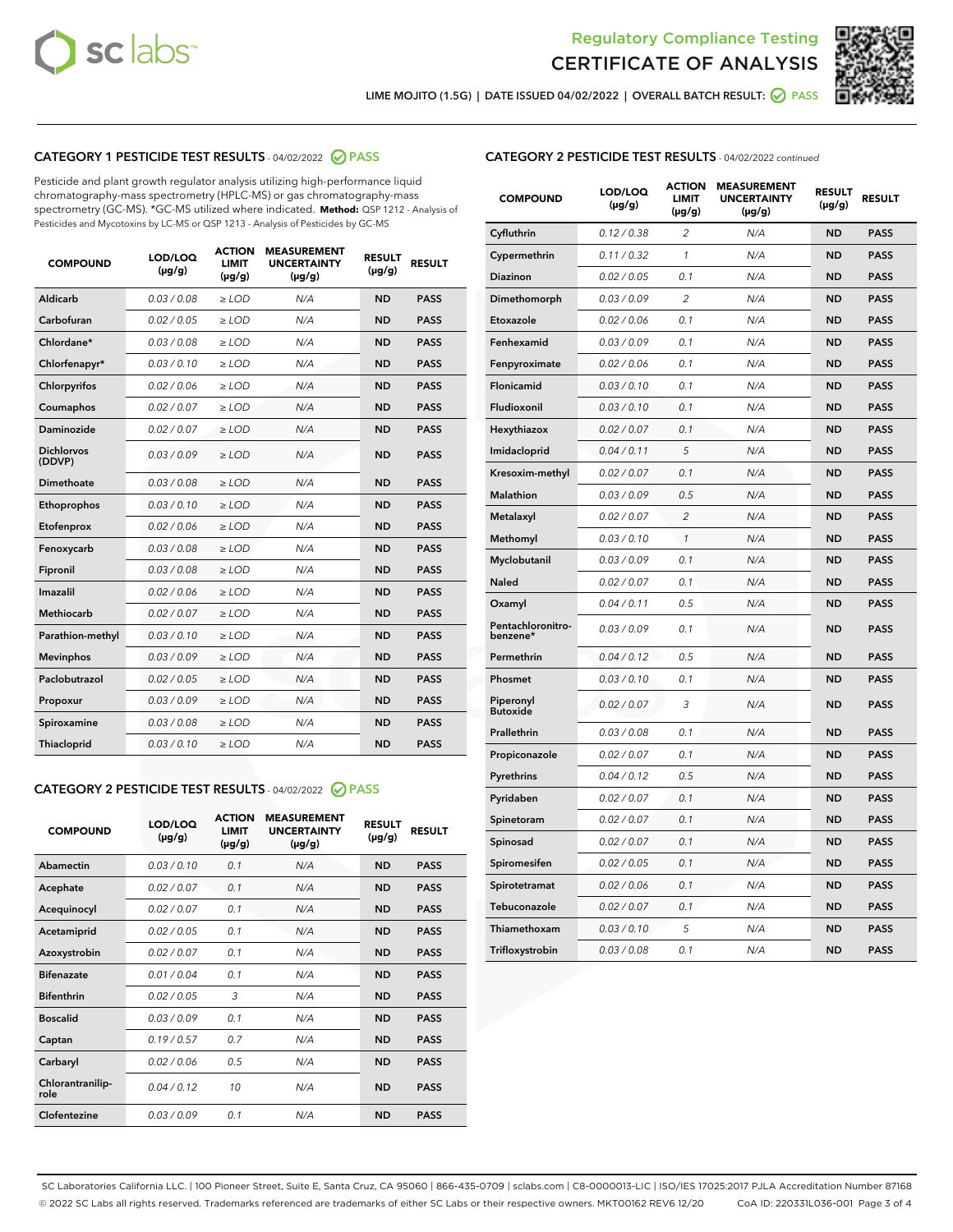## Regulatory Compliance Testing
# CERTIFICATE OF ANALYSIS

LIME MOJITO (1.5G) | DATE ISSUED 04/02/2022 | OVERALL BATCH RESULT: PASS

### CATEGORY 1 PESTICIDE TEST RESULTS - 04/02/2022 PASS

Pesticide and plant growth regulator analysis utilizing high-performance liquid chromatography-mass spectrometry (HPLC-MS) or gas chromatography-mass spectrometry (GC-MS). *GC-MS utilized where indicated. **Method:** QSP 1212 - Analysis of Pesticides and Mycotoxins by LC-MS or QSP 1213 - Analysis of Pesticides by GC-MS

| COMPOUND | LOD/LOQ (µg/g) | ACTION LIMIT (µg/g) | MEASUREMENT UNCERTAINTY (µg/g) | RESULT (µg/g) | RESULT |
|---|---|---|---|---|---|
| Aldicarb | 0.03 / 0.08 | ≥ LOD | N/A | ND | PASS |
| Carbofuran | 0.02 / 0.05 | ≥ LOD | N/A | ND | PASS |
| Chlordane* | 0.03 / 0.08 | ≥ LOD | N/A | ND | PASS |
| Chlorfenapyr* | 0.03 / 0.10 | ≥ LOD | N/A | ND | PASS |
| Chlorpyrifos | 0.02 / 0.06 | ≥ LOD | N/A | ND | PASS |
| Coumaphos | 0.02 / 0.07 | ≥ LOD | N/A | ND | PASS |
| Daminozide | 0.02 / 0.07 | ≥ LOD | N/A | ND | PASS |
| Dichlorvos (DDVP) | 0.03 / 0.09 | ≥ LOD | N/A | ND | PASS |
| Dimethoate | 0.03 / 0.08 | ≥ LOD | N/A | ND | PASS |
| Ethoprophos | 0.03 / 0.10 | ≥ LOD | N/A | ND | PASS |
| Etofenprox | 0.02 / 0.06 | ≥ LOD | N/A | ND | PASS |
| Fenoxycarb | 0.03 / 0.08 | ≥ LOD | N/A | ND | PASS |
| Fipronil | 0.03 / 0.08 | ≥ LOD | N/A | ND | PASS |
| Imazalil | 0.02 / 0.06 | ≥ LOD | N/A | ND | PASS |
| Methiocarb | 0.02 / 0.07 | ≥ LOD | N/A | ND | PASS |
| Parathion-methyl | 0.03 / 0.10 | ≥ LOD | N/A | ND | PASS |
| Mevinphos | 0.03 / 0.09 | ≥ LOD | N/A | ND | PASS |
| Paclobutrazol | 0.02 / 0.05 | ≥ LOD | N/A | ND | PASS |
| Propoxur | 0.03 / 0.09 | ≥ LOD | N/A | ND | PASS |
| Spiroxamine | 0.03 / 0.08 | ≥ LOD | N/A | ND | PASS |
| Thiacloprid | 0.03 / 0.10 | ≥ LOD | N/A | ND | PASS |

### CATEGORY 2 PESTICIDE TEST RESULTS - 04/02/2022 PASS

| COMPOUND | LOD/LOQ (µg/g) | ACTION LIMIT (µg/g) | MEASUREMENT UNCERTAINTY (µg/g) | RESULT (µg/g) | RESULT |
|---|---|---|---|---|---|
| Abamectin | 0.03 / 0.10 | 0.1 | N/A | ND | PASS |
| Acephate | 0.02 / 0.07 | 0.1 | N/A | ND | PASS |
| Acequinocyl | 0.02 / 0.07 | 0.1 | N/A | ND | PASS |
| Acetamiprid | 0.02 / 0.05 | 0.1 | N/A | ND | PASS |
| Azoxystrobin | 0.02 / 0.07 | 0.1 | N/A | ND | PASS |
| Bifenazate | 0.01 / 0.04 | 0.1 | N/A | ND | PASS |
| Bifenthrin | 0.02 / 0.05 | 3 | N/A | ND | PASS |
| Boscalid | 0.03 / 0.09 | 0.1 | N/A | ND | PASS |
| Captan | 0.19 / 0.57 | 0.7 | N/A | ND | PASS |
| Carbaryl | 0.02 / 0.06 | 0.5 | N/A | ND | PASS |
| Chlorantraniliprole | 0.04 / 0.12 | 10 | N/A | ND | PASS |
| Clofentezine | 0.03 / 0.09 | 0.1 | N/A | ND | PASS |
| Cyfluthrin | 0.12 / 0.38 | 2 | N/A | ND | PASS |
| Cypermethrin | 0.11 / 0.32 | 1 | N/A | ND | PASS |
| Diazinon | 0.02 / 0.05 | 0.1 | N/A | ND | PASS |
| Dimethomorph | 0.03 / 0.09 | 2 | N/A | ND | PASS |
| Etoxazole | 0.02 / 0.06 | 0.1 | N/A | ND | PASS |
| Fenhexamid | 0.03 / 0.09 | 0.1 | N/A | ND | PASS |
| Fenpyroximate | 0.02 / 0.06 | 0.1 | N/A | ND | PASS |
| Flonicamid | 0.03 / 0.10 | 0.1 | N/A | ND | PASS |
| Fludioxonil | 0.03 / 0.10 | 0.1 | N/A | ND | PASS |
| Hexythiazox | 0.02 / 0.07 | 0.1 | N/A | ND | PASS |
| Imidacloprid | 0.04 / 0.11 | 5 | N/A | ND | PASS |
| Kresoxim-methyl | 0.02 / 0.07 | 0.1 | N/A | ND | PASS |
| Malathion | 0.03 / 0.09 | 0.5 | N/A | ND | PASS |
| Metalaxyl | 0.02 / 0.07 | 2 | N/A | ND | PASS |
| Methomyl | 0.03 / 0.10 | 1 | N/A | ND | PASS |
| Myclobutanil | 0.03 / 0.09 | 0.1 | N/A | ND | PASS |
| Naled | 0.02 / 0.07 | 0.1 | N/A | ND | PASS |
| Oxamyl | 0.04 / 0.11 | 0.5 | N/A | ND | PASS |
| Pentachloronitrobenzene* | 0.03 / 0.09 | 0.1 | N/A | ND | PASS |
| Permethrin | 0.04 / 0.12 | 0.5 | N/A | ND | PASS |
| Phosmet | 0.03 / 0.10 | 0.1 | N/A | ND | PASS |
| Piperonyl Butoxide | 0.02 / 0.07 | 3 | N/A | ND | PASS |
| Prallethrin | 0.03 / 0.08 | 0.1 | N/A | ND | PASS |
| Propiconazole | 0.02 / 0.07 | 0.1 | N/A | ND | PASS |
| Pyrethrins | 0.04 / 0.12 | 0.5 | N/A | ND | PASS |
| Pyridaben | 0.02 / 0.07 | 0.1 | N/A | ND | PASS |
| Spinetoram | 0.02 / 0.07 | 0.1 | N/A | ND | PASS |
| Spinosad | 0.02 / 0.07 | 0.1 | N/A | ND | PASS |
| Spiromesifen | 0.02 / 0.05 | 0.1 | N/A | ND | PASS |
| Spirotetramat | 0.02 / 0.06 | 0.1 | N/A | ND | PASS |
| Tebuconazole | 0.02 / 0.07 | 0.1 | N/A | ND | PASS |
| Thiamethoxam | 0.03 / 0.10 | 5 | N/A | ND | PASS |
| Trifloxystrobin | 0.03 / 0.08 | 0.1 | N/A | ND | PASS |

SC Laboratories California LLC. | 100 Pioneer Street, Suite E, Santa Cruz, CA 95060 | 866-435-0709 | sclabs.com | C8-0000013-LIC | ISO/IES 17025:2017 PJLA Accreditation Number 87168
© 2022 SC Labs all rights reserved. Trademarks referenced are trademarks of either SC Labs or their respective owners. MKT00162 REV6 12/20 CoA ID: 220331L036-001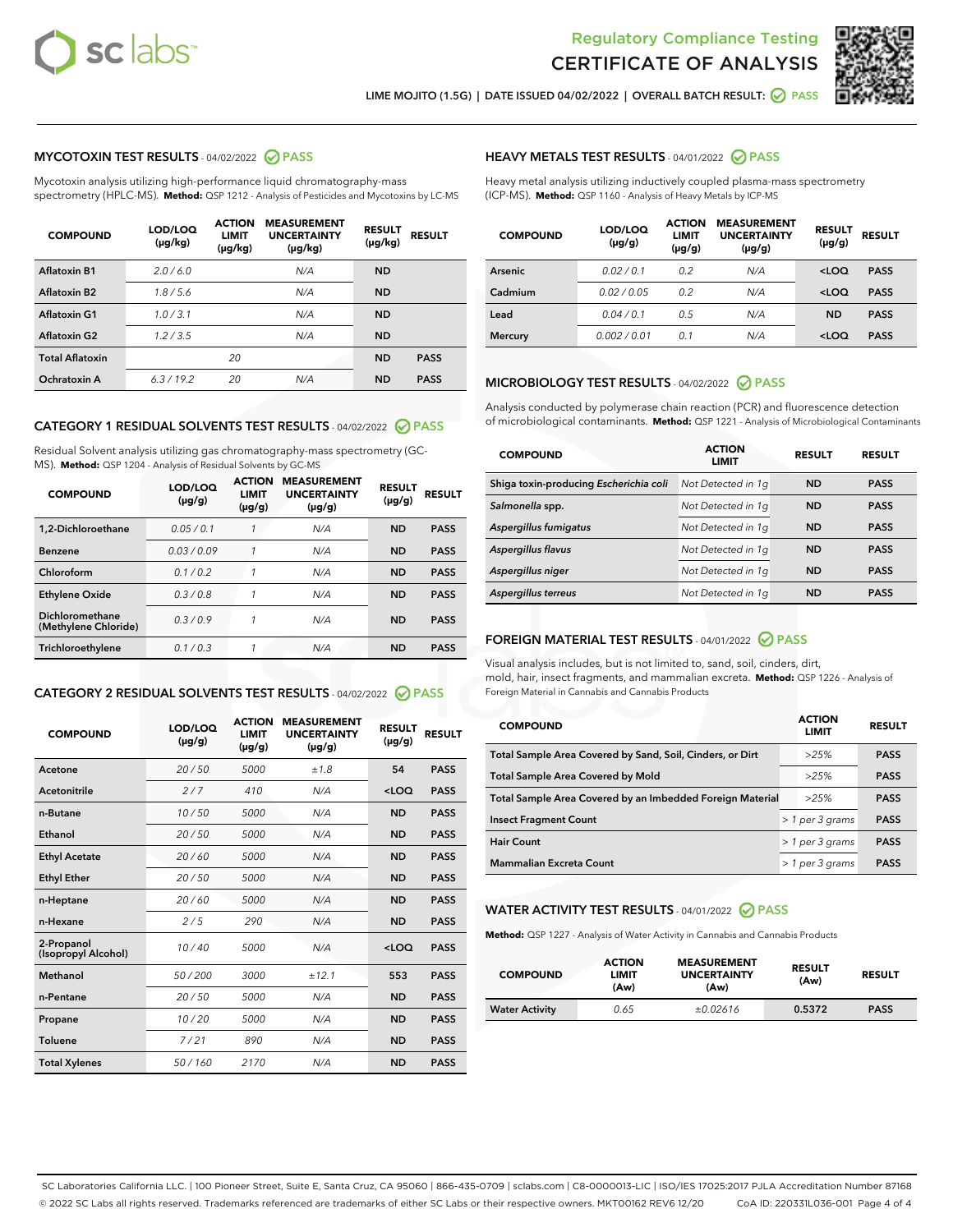Regulatory Compliance Testing
# CERTIFICATE OF ANALYSIS

LIME MOJITO (1.5G) | DATE ISSUED 04/02/2022 | OVERALL BATCH RESULT: PASS

## MYCOTOXIN TEST RESULTS - 04/02/2022 PASS

Mycotoxin analysis utilizing high-performance liquid chromatography-mass spectrometry (HPLC-MS). **Method:** QSP 1212 - Analysis of Pesticides and Mycotoxins by LC-MS

| COMPOUND | LOD/LOQ (µg/kg) | ACTION LIMIT (µg/kg) | MEASUREMENT UNCERTAINTY (µg/kg) | RESULT (µg/kg) | RESULT |
|---|---|---|---|---|---|
| Aflatoxin B1 | 2.0 / 6.0 | | N/A | ND | |
| Aflatoxin B2 | 1.8 / 5.6 | | N/A | ND | |
| Aflatoxin G1 | 1.0 / 3.1 | | N/A | ND | |
| Aflatoxin G2 | 1.2 / 3.5 | | N/A | ND | |
| Total Aflatoxin | | 20 | | ND | PASS |
| Ochratoxin A | 6.3 / 19.2 | 20 | N/A | ND | PASS |

## CATEGORY 1 RESIDUAL SOLVENTS TEST RESULTS - 04/02/2022 PASS

Residual Solvent analysis utilizing gas chromatography-mass spectrometry (GC-MS). **Method:** QSP 1204 - Analysis of Residual Solvents by GC-MS

| COMPOUND | LOD/LOQ (µg/g) | ACTION LIMIT (µg/g) | MEASUREMENT UNCERTAINTY (µg/g) | RESULT (µg/g) | RESULT |
|---|---|---|---|---|---|
| 1,2-Dichloroethane | 0.05 / 0.1 | 1 | N/A | ND | PASS |
| Benzene | 0.03 / 0.09 | 1 | N/A | ND | PASS |
| Chloroform | 0.1 / 0.2 | 1 | N/A | ND | PASS |
| Ethylene Oxide | 0.3 / 0.8 | 1 | N/A | ND | PASS |
| Dichloromethane (Methylene Chloride) | 0.3 / 0.9 | 1 | N/A | ND | PASS |
| Trichloroethylene | 0.1 / 0.3 | 1 | N/A | ND | PASS |

## CATEGORY 2 RESIDUAL SOLVENTS TEST RESULTS - 04/02/2022 PASS

| COMPOUND | LOD/LOQ (µg/g) | ACTION LIMIT (µg/g) | MEASUREMENT UNCERTAINTY (µg/g) | RESULT (µg/g) | RESULT |
|---|---|---|---|---|---|
| Acetone | 20 / 50 | 5000 | ±1.8 | 54 | PASS |
| Acetonitrile | 2 / 7 | 410 | N/A | <LOQ | PASS |
| n-Butane | 10 / 50 | 5000 | N/A | ND | PASS |
| Ethanol | 20 / 50 | 5000 | N/A | ND | PASS |
| Ethyl Acetate | 20 / 60 | 5000 | N/A | ND | PASS |
| Ethyl Ether | 20 / 50 | 5000 | N/A | ND | PASS |
| n-Heptane | 20 / 60 | 5000 | N/A | ND | PASS |
| n-Hexane | 2 / 5 | 290 | N/A | ND | PASS |
| 2-Propanol (Isopropyl Alcohol) | 10 / 40 | 5000 | N/A | <LOQ | PASS |
| Methanol | 50 / 200 | 3000 | ±12.1 | 553 | PASS |
| n-Pentane | 20 / 50 | 5000 | N/A | ND | PASS |
| Propane | 10 / 20 | 5000 | N/A | ND | PASS |
| Toluene | 7 / 21 | 890 | N/A | ND | PASS |
| Total Xylenes | 50 / 160 | 2170 | N/A | ND | PASS |

## HEAVY METALS TEST RESULTS - 04/01/2022 PASS

Heavy metal analysis utilizing inductively coupled plasma-mass spectrometry (ICP-MS). **Method:** QSP 1160 - Analysis of Heavy Metals by ICP-MS

| COMPOUND | LOD/LOQ (µg/g) | ACTION LIMIT (µg/g) | MEASUREMENT UNCERTAINTY (µg/g) | RESULT (µg/g) | RESULT |
|---|---|---|---|---|---|
| Arsenic | 0.02 / 0.1 | 0.2 | N/A | <LOQ | PASS |
| Cadmium | 0.02 / 0.05 | 0.2 | N/A | <LOQ | PASS |
| Lead | 0.04 / 0.1 | 0.5 | N/A | ND | PASS |
| Mercury | 0.002 / 0.01 | 0.1 | N/A | <LOQ | PASS |

## MICROBIOLOGY TEST RESULTS - 04/02/2022 PASS

Analysis conducted by polymerase chain reaction (PCR) and fluorescence detection of microbiological contaminants. **Method:** QSP 1221 - Analysis of Microbiological Contaminants

| COMPOUND | ACTION LIMIT | RESULT | RESULT |
|---|---|---|---|
| Shiga toxin-producing *Escherichia coli* | Not Detected in 1g | ND | PASS |
| *Salmonella* spp. | Not Detected in 1g | ND | PASS |
| *Aspergillus fumigatus* | Not Detected in 1g | ND | PASS |
| *Aspergillus flavus* | Not Detected in 1g | ND | PASS |
| *Aspergillus niger* | Not Detected in 1g | ND | PASS |
| *Aspergillus terreus* | Not Detected in 1g | ND | PASS |

## FOREIGN MATERIAL TEST RESULTS - 04/01/2022 PASS

Visual analysis includes, but is not limited to, sand, soil, cinders, dirt, mold, hair, insect fragments, and mammalian excreta. **Method:** QSP 1226 - Analysis of Foreign Material in Cannabis and Cannabis Products

| COMPOUND | ACTION LIMIT | RESULT |
|---|---|---|
| Total Sample Area Covered by Sand, Soil, Cinders, or Dirt | >25% | PASS |
| Total Sample Area Covered by Mold | >25% | PASS |
| Total Sample Area Covered by an Imbedded Foreign Material | >25% | PASS |
| Insect Fragment Count | > 1 per 3 grams | PASS |
| Hair Count | > 1 per 3 grams | PASS |
| Mammalian Excreta Count | > 1 per 3 grams | PASS |

## WATER ACTIVITY TEST RESULTS - 04/01/2022 PASS

**Method:** QSP 1227 - Analysis of Water Activity in Cannabis and Cannabis Products

| COMPOUND | ACTION LIMIT (Aw) | MEASUREMENT UNCERTAINTY (Aw) | RESULT (Aw) | RESULT |
|---|---|---|---|---|
| Water Activity | 0.65 | ±0.02616 | 0.5372 | PASS |

SC Laboratories California LLC. | 100 Pioneer Street, Suite E, Santa Cruz, CA 95060 | 866-435-0709 | sclabs.com | C8-0000013-LIC | ISO/IES 17025:2017 PJLA Accreditation Number 87168
© 2022 SC Labs all rights reserved. Trademarks referenced are trademarks of either SC Labs or their respective owners. MKT00162 REV6 12/20 CoA ID: 220331L036-001